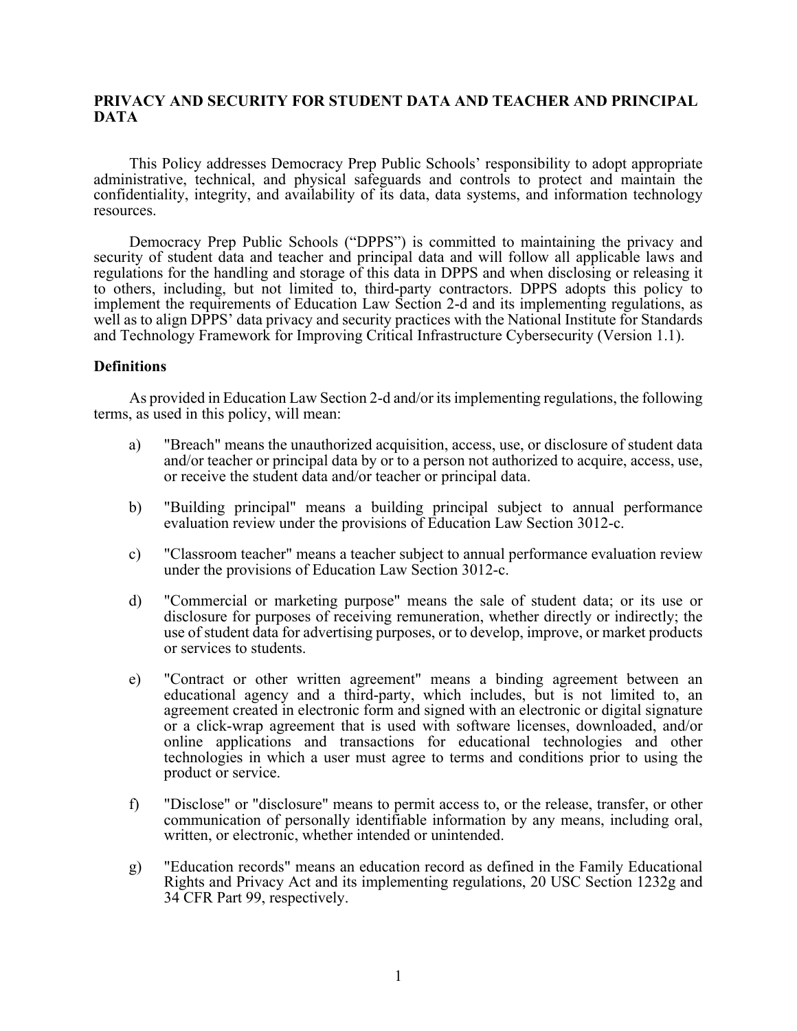# PRIVACY AND SECURITY FOR STUDENT DATA AND TEACHER AND PRINCIPAL DATA

This Policy addresses Democracy Prep Public Schools' responsibility to adopt appropriate administrative, technical, and physical safeguards and controls to protect and maintain the confidentiality, integrity, and availability of its data, data systems, and information technology resources.

Democracy Prep Public Schools ("DPPS") is committed to maintaining the privacy and security of student data and teacher and principal data and will follow all applicable laws and regulations for the handling and storage of this data in DPPS and when disclosing or releasing it to others, including, but not limited to, third-party contractors. DPPS adopts this policy to implement the requirements of Education Law Section 2-d and its implementing regulations, as well as to align DPPS' data privacy and security practices with the National Institute for Standards and Technology Framework for Improving Critical Infrastructure Cybersecurity (Version 1.1).

## Definitions

As provided in Education Law Section 2-d and/or its implementing regulations, the following terms, as used in this policy, will mean:

a) "Breach" means the unauthorized acquisition, access, use, or disclosure of student data and/or teacher or principal data by or to a person not authorized to acquire, access, use, or receive the student data and/or teacher or principal data.

b) "Building principal" means a building principal subject to annual performance evaluation review under the provisions of Education Law Section 3012-c.

c) "Classroom teacher" means a teacher subject to annual performance evaluation review under the provisions of Education Law Section 3012-c.

d) "Commercial or marketing purpose" means the sale of student data; or its use or disclosure for purposes of receiving remuneration, whether directly or indirectly; the use of student data for advertising purposes, or to develop, improve, or market products or services to students.

e) "Contract or other written agreement" means a binding agreement between an educational agency and a third-party, which includes, but is not limited to, an agreement created in electronic form and signed with an electronic or digital signature or a click-wrap agreement that is used with software licenses, downloaded, and/or online applications and transactions for educational technologies and other technologies in which a user must agree to terms and conditions prior to using the product or service.

f) "Disclose" or "disclosure" means to permit access to, or the release, transfer, or other communication of personally identifiable information by any means, including oral, written, or electronic, whether intended or unintended.

g) "Education records" means an education record as defined in the Family Educational Rights and Privacy Act and its implementing regulations, 20 USC Section 1232g and 34 CFR Part 99, respectively.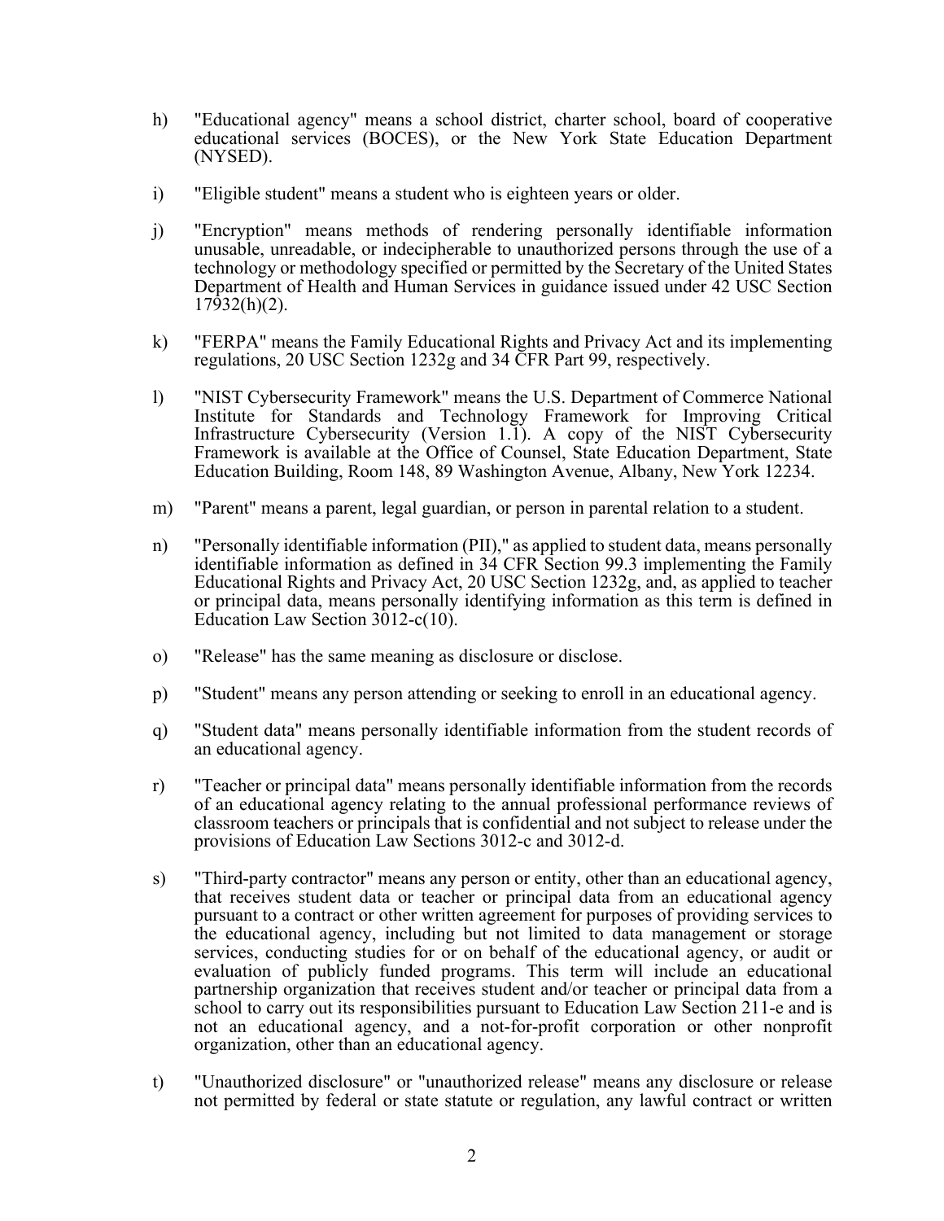h) "Educational agency" means a school district, charter school, board of cooperative educational services (BOCES), or the New York State Education Department (NYSED).

i) "Eligible student" means a student who is eighteen years or older.

j) "Encryption" means methods of rendering personally identifiable information unusable, unreadable, or indecipherable to unauthorized persons through the use of a technology or methodology specified or permitted by the Secretary of the United States Department of Health and Human Services in guidance issued under 42 USC Section 17932(h)(2).

k) "FERPA" means the Family Educational Rights and Privacy Act and its implementing regulations, 20 USC Section 1232g and 34 CFR Part 99, respectively.

l) "NIST Cybersecurity Framework" means the U.S. Department of Commerce National Institute for Standards and Technology Framework for Improving Critical Infrastructure Cybersecurity (Version 1.1). A copy of the NIST Cybersecurity Framework is available at the Office of Counsel, State Education Department, State Education Building, Room 148, 89 Washington Avenue, Albany, New York 12234.

m) "Parent" means a parent, legal guardian, or person in parental relation to a student.

n) "Personally identifiable information (PII)," as applied to student data, means personally identifiable information as defined in 34 CFR Section 99.3 implementing the Family Educational Rights and Privacy Act, 20 USC Section 1232g, and, as applied to teacher or principal data, means personally identifying information as this term is defined in Education Law Section 3012-c(10).

o) "Release" has the same meaning as disclosure or disclose.

p) "Student" means any person attending or seeking to enroll in an educational agency.

q) "Student data" means personally identifiable information from the student records of an educational agency.

r) "Teacher or principal data" means personally identifiable information from the records of an educational agency relating to the annual professional performance reviews of classroom teachers or principals that is confidential and not subject to release under the provisions of Education Law Sections 3012-c and 3012-d.

s) "Third-party contractor" means any person or entity, other than an educational agency, that receives student data or teacher or principal data from an educational agency pursuant to a contract or other written agreement for purposes of providing services to the educational agency, including but not limited to data management or storage services, conducting studies for or on behalf of the educational agency, or audit or evaluation of publicly funded programs. This term will include an educational partnership organization that receives student and/or teacher or principal data from a school to carry out its responsibilities pursuant to Education Law Section 211-e and is not an educational agency, and a not-for-profit corporation or other nonprofit organization, other than an educational agency.

t) "Unauthorized disclosure" or "unauthorized release" means any disclosure or release not permitted by federal or state statute or regulation, any lawful contract or written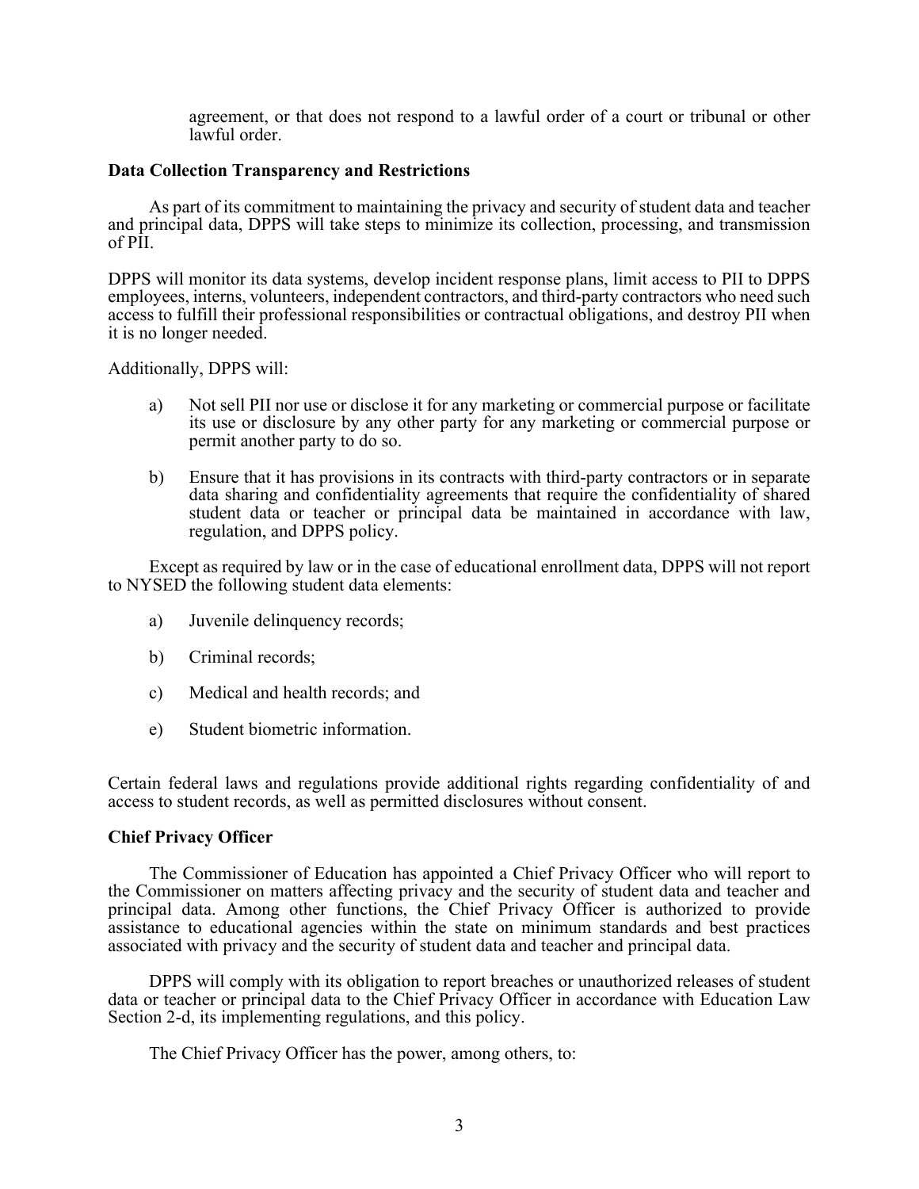agreement, or that does not respond to a lawful order of a court or tribunal or other lawful order.

**Data Collection Transparency and Restrictions**

As part of its commitment to maintaining the privacy and security of student data and teacher and principal data, DPPS will take steps to minimize its collection, processing, and transmission of PII.

DPPS will monitor its data systems, develop incident response plans, limit access to PII to DPPS employees, interns, volunteers, independent contractors, and third-party contractors who need such access to fulfill their professional responsibilities or contractual obligations, and destroy PII when it is no longer needed.

Additionally, DPPS will:

a) Not sell PII nor use or disclose it for any marketing or commercial purpose or facilitate its use or disclosure by any other party for any marketing or commercial purpose or permit another party to do so.

b) Ensure that it has provisions in its contracts with third-party contractors or in separate data sharing and confidentiality agreements that require the confidentiality of shared student data or teacher or principal data be maintained in accordance with law, regulation, and DPPS policy.

Except as required by law or in the case of educational enrollment data, DPPS will not report to NYSED the following student data elements:

a) Juvenile delinquency records;

b) Criminal records;

c) Medical and health records; and

e) Student biometric information.

Certain federal laws and regulations provide additional rights regarding confidentiality of and access to student records, as well as permitted disclosures without consent.

**Chief Privacy Officer**

The Commissioner of Education has appointed a Chief Privacy Officer who will report to the Commissioner on matters affecting privacy and the security of student data and teacher and principal data. Among other functions, the Chief Privacy Officer is authorized to provide assistance to educational agencies within the state on minimum standards and best practices associated with privacy and the security of student data and teacher and principal data.

DPPS will comply with its obligation to report breaches or unauthorized releases of student data or teacher or principal data to the Chief Privacy Officer in accordance with Education Law Section 2-d, its implementing regulations, and this policy.

The Chief Privacy Officer has the power, among others, to: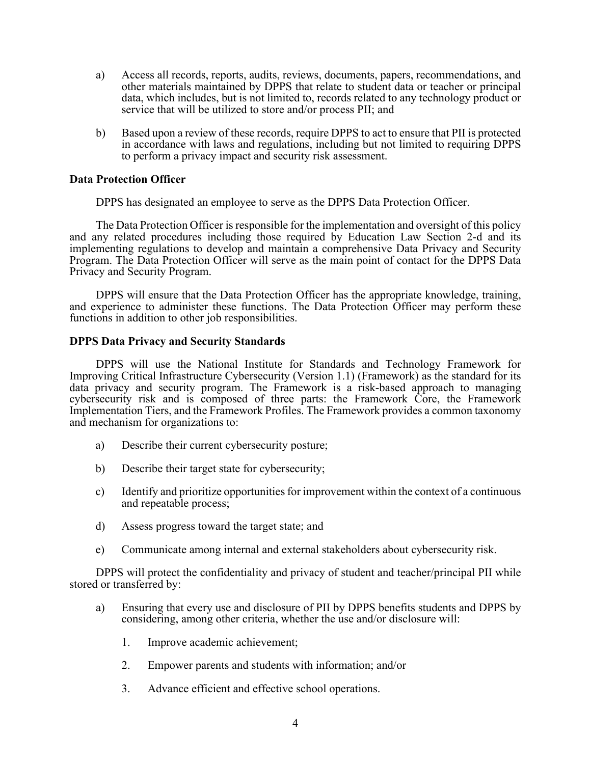a) Access all records, reports, audits, reviews, documents, papers, recommendations, and other materials maintained by DPPS that relate to student data or teacher or principal data, which includes, but is not limited to, records related to any technology product or service that will be utilized to store and/or process PII; and

b) Based upon a review of these records, require DPPS to act to ensure that PII is protected in accordance with laws and regulations, including but not limited to requiring DPPS to perform a privacy impact and security risk assessment.

**Data Protection Officer**

DPPS has designated an employee to serve as the DPPS Data Protection Officer.

The Data Protection Officer is responsible for the implementation and oversight of this policy and any related procedures including those required by Education Law Section 2-d and its implementing regulations to develop and maintain a comprehensive Data Privacy and Security Program. The Data Protection Officer will serve as the main point of contact for the DPPS Data Privacy and Security Program.

DPPS will ensure that the Data Protection Officer has the appropriate knowledge, training, and experience to administer these functions. The Data Protection Officer may perform these functions in addition to other job responsibilities.

**DPPS Data Privacy and Security Standards**

DPPS will use the National Institute for Standards and Technology Framework for Improving Critical Infrastructure Cybersecurity (Version 1.1) (Framework) as the standard for its data privacy and security program. The Framework is a risk-based approach to managing cybersecurity risk and is composed of three parts: the Framework Core, the Framework Implementation Tiers, and the Framework Profiles. The Framework provides a common taxonomy and mechanism for organizations to:

a) Describe their current cybersecurity posture;

b) Describe their target state for cybersecurity;

c) Identify and prioritize opportunities for improvement within the context of a continuous and repeatable process;

d) Assess progress toward the target state; and

e) Communicate among internal and external stakeholders about cybersecurity risk.

DPPS will protect the confidentiality and privacy of student and teacher/principal PII while stored or transferred by:

a) Ensuring that every use and disclosure of PII by DPPS benefits students and DPPS by considering, among other criteria, whether the use and/or disclosure will:

   1. Improve academic achievement;

   2. Empower parents and students with information; and/or

   3. Advance efficient and effective school operations.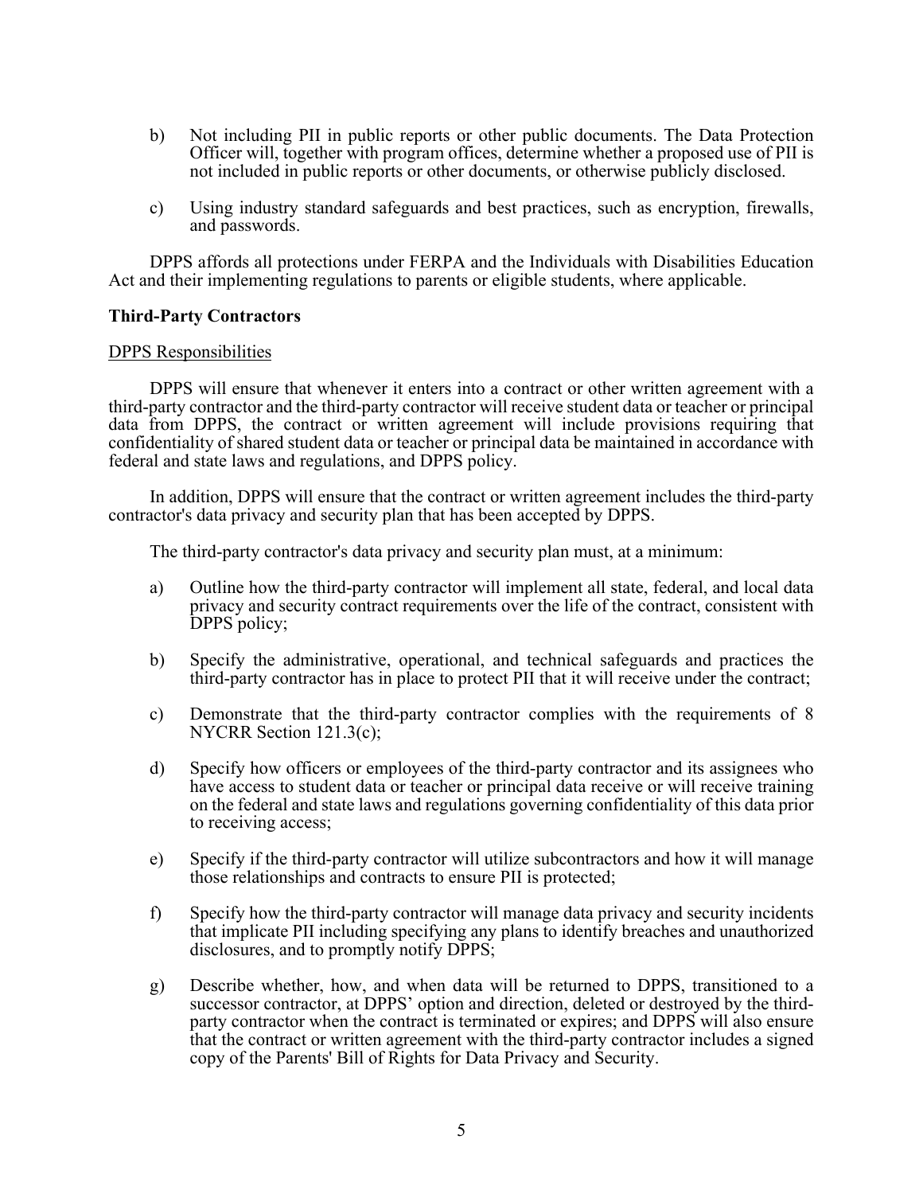b) Not including PII in public reports or other public documents. The Data Protection Officer will, together with program offices, determine whether a proposed use of PII is not included in public reports or other documents, or otherwise publicly disclosed.

c) Using industry standard safeguards and best practices, such as encryption, firewalls, and passwords.

DPPS affords all protections under FERPA and the Individuals with Disabilities Education Act and their implementing regulations to parents or eligible students, where applicable.

**Third-Party Contractors**

DPPS Responsibilities

DPPS will ensure that whenever it enters into a contract or other written agreement with a third-party contractor and the third-party contractor will receive student data or teacher or principal data from DPPS, the contract or written agreement will include provisions requiring that confidentiality of shared student data or teacher or principal data be maintained in accordance with federal and state laws and regulations, and DPPS policy.

In addition, DPPS will ensure that the contract or written agreement includes the third-party contractor's data privacy and security plan that has been accepted by DPPS.

The third-party contractor's data privacy and security plan must, at a minimum:

a) Outline how the third-party contractor will implement all state, federal, and local data privacy and security contract requirements over the life of the contract, consistent with DPPS policy;

b) Specify the administrative, operational, and technical safeguards and practices the third-party contractor has in place to protect PII that it will receive under the contract;

c) Demonstrate that the third-party contractor complies with the requirements of 8 NYCRR Section 121.3(c);

d) Specify how officers or employees of the third-party contractor and its assignees who have access to student data or teacher or principal data receive or will receive training on the federal and state laws and regulations governing confidentiality of this data prior to receiving access;

e) Specify if the third-party contractor will utilize subcontractors and how it will manage those relationships and contracts to ensure PII is protected;

f) Specify how the third-party contractor will manage data privacy and security incidents that implicate PII including specifying any plans to identify breaches and unauthorized disclosures, and to promptly notify DPPS;

g) Describe whether, how, and when data will be returned to DPPS, transitioned to a successor contractor, at DPPS' option and direction, deleted or destroyed by the third-party contractor when the contract is terminated or expires; and DPPS will also ensure that the contract or written agreement with the third-party contractor includes a signed copy of the Parents' Bill of Rights for Data Privacy and Security.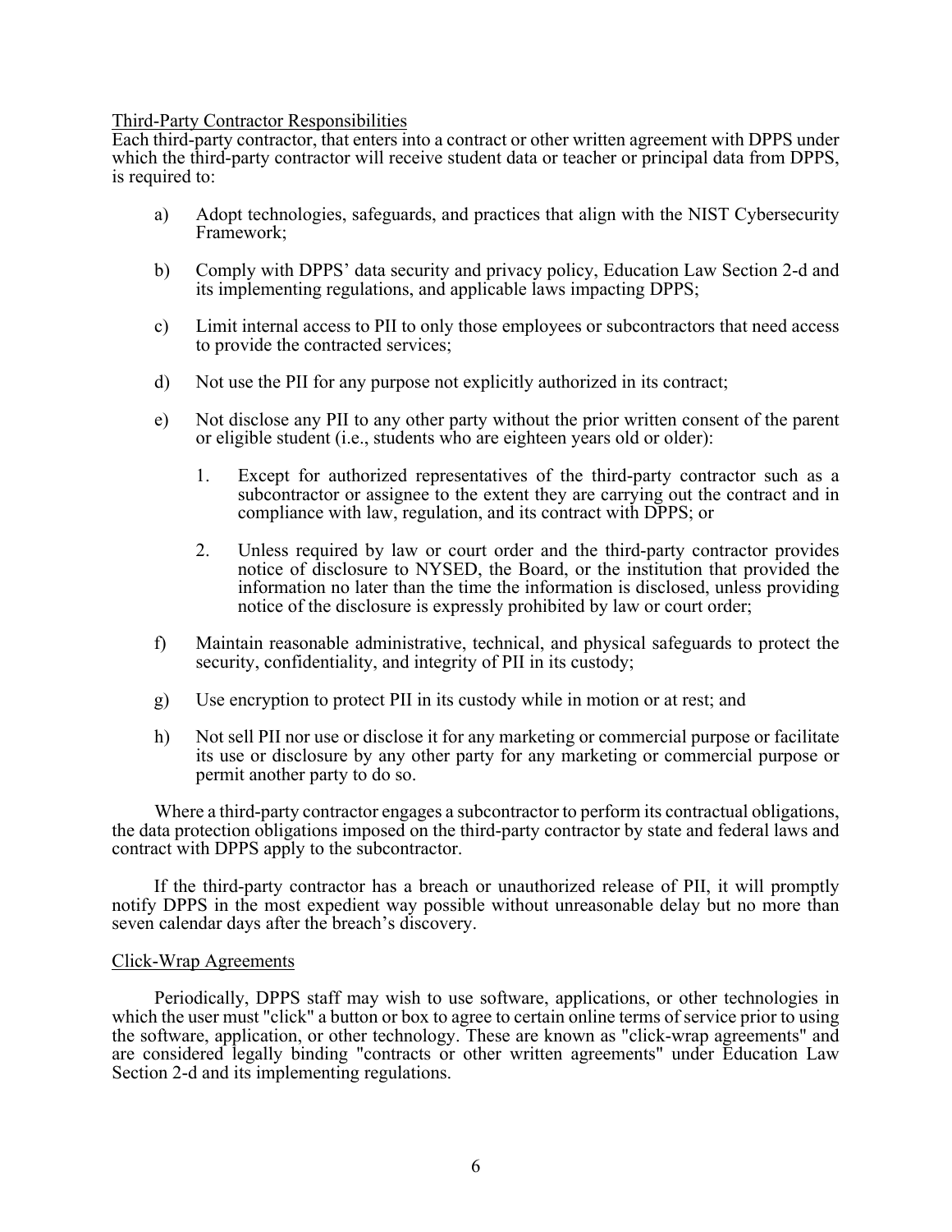Third-Party Contractor Responsibilities

Each third-party contractor, that enters into a contract or other written agreement with DPPS under which the third-party contractor will receive student data or teacher or principal data from DPPS, is required to:

a) Adopt technologies, safeguards, and practices that align with the NIST Cybersecurity Framework;

b) Comply with DPPS' data security and privacy policy, Education Law Section 2-d and its implementing regulations, and applicable laws impacting DPPS;

c) Limit internal access to PII to only those employees or subcontractors that need access to provide the contracted services;

d) Not use the PII for any purpose not explicitly authorized in its contract;

e) Not disclose any PII to any other party without the prior written consent of the parent or eligible student (i.e., students who are eighteen years old or older):

   1. Except for authorized representatives of the third-party contractor such as a subcontractor or assignee to the extent they are carrying out the contract and in compliance with law, regulation, and its contract with DPPS; or

   2. Unless required by law or court order and the third-party contractor provides notice of disclosure to NYSED, the Board, or the institution that provided the information no later than the time the information is disclosed, unless providing notice of the disclosure is expressly prohibited by law or court order;

f) Maintain reasonable administrative, technical, and physical safeguards to protect the security, confidentiality, and integrity of PII in its custody;

g) Use encryption to protect PII in its custody while in motion or at rest; and

h) Not sell PII nor use or disclose it for any marketing or commercial purpose or facilitate its use or disclosure by any other party for any marketing or commercial purpose or permit another party to do so.

Where a third-party contractor engages a subcontractor to perform its contractual obligations, the data protection obligations imposed on the third-party contractor by state and federal laws and contract with DPPS apply to the subcontractor.

If the third-party contractor has a breach or unauthorized release of PII, it will promptly notify DPPS in the most expedient way possible without unreasonable delay but no more than seven calendar days after the breach's discovery.

Click-Wrap Agreements

Periodically, DPPS staff may wish to use software, applications, or other technologies in which the user must "click" a button or box to agree to certain online terms of service prior to using the software, application, or other technology. These are known as "click-wrap agreements" and are considered legally binding "contracts or other written agreements" under Education Law Section 2-d and its implementing regulations.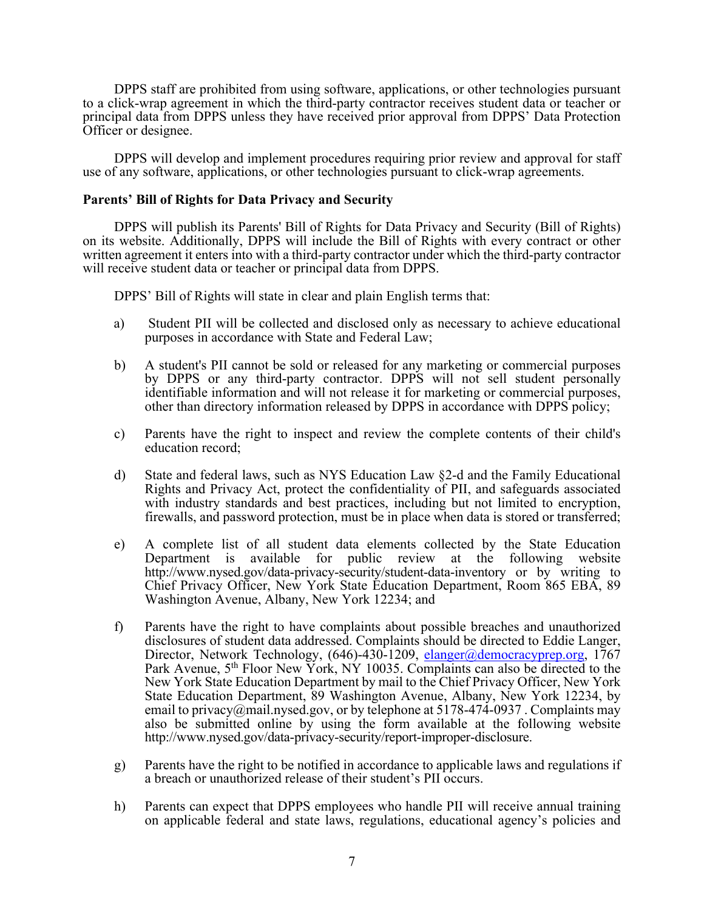DPPS staff are prohibited from using software, applications, or other technologies pursuant to a click-wrap agreement in which the third-party contractor receives student data or teacher or principal data from DPPS unless they have received prior approval from DPPS' Data Protection Officer or designee.

DPPS will develop and implement procedures requiring prior review and approval for staff use of any software, applications, or other technologies pursuant to click-wrap agreements.

**Parents' Bill of Rights for Data Privacy and Security**

DPPS will publish its Parents' Bill of Rights for Data Privacy and Security (Bill of Rights) on its website. Additionally, DPPS will include the Bill of Rights with every contract or other written agreement it enters into with a third-party contractor under which the third-party contractor will receive student data or teacher or principal data from DPPS.

DPPS' Bill of Rights will state in clear and plain English terms that:

a) Student PII will be collected and disclosed only as necessary to achieve educational purposes in accordance with State and Federal Law;

b) A student's PII cannot be sold or released for any marketing or commercial purposes by DPPS or any third-party contractor. DPPS will not sell student personally identifiable information and will not release it for marketing or commercial purposes, other than directory information released by DPPS in accordance with DPPS policy;

c) Parents have the right to inspect and review the complete contents of their child's education record;

d) State and federal laws, such as NYS Education Law §2-d and the Family Educational Rights and Privacy Act, protect the confidentiality of PII, and safeguards associated with industry standards and best practices, including but not limited to encryption, firewalls, and password protection, must be in place when data is stored or transferred;

e) A complete list of all student data elements collected by the State Education Department is available for public review at the following website http://www.nysed.gov/data-privacy-security/student-data-inventory or by writing to Chief Privacy Officer, New York State Education Department, Room 865 EBA, 89 Washington Avenue, Albany, New York 12234; and

f) Parents have the right to have complaints about possible breaches and unauthorized disclosures of student data addressed. Complaints should be directed to Eddie Langer, Director, Network Technology, (646)-430-1209, elanger@democracyprep.org, 1767 Park Avenue, 5th Floor New York, NY 10035. Complaints can also be directed to the New York State Education Department by mail to the Chief Privacy Officer, New York State Education Department, 89 Washington Avenue, Albany, New York 12234, by email to privacy@mail.nysed.gov, or by telephone at 5178-474-0937 . Complaints may also be submitted online by using the form available at the following website http://www.nysed.gov/data-privacy-security/report-improper-disclosure.

g) Parents have the right to be notified in accordance to applicable laws and regulations if a breach or unauthorized release of their student's PII occurs.

h) Parents can expect that DPPS employees who handle PII will receive annual training on applicable federal and state laws, regulations, educational agency's policies and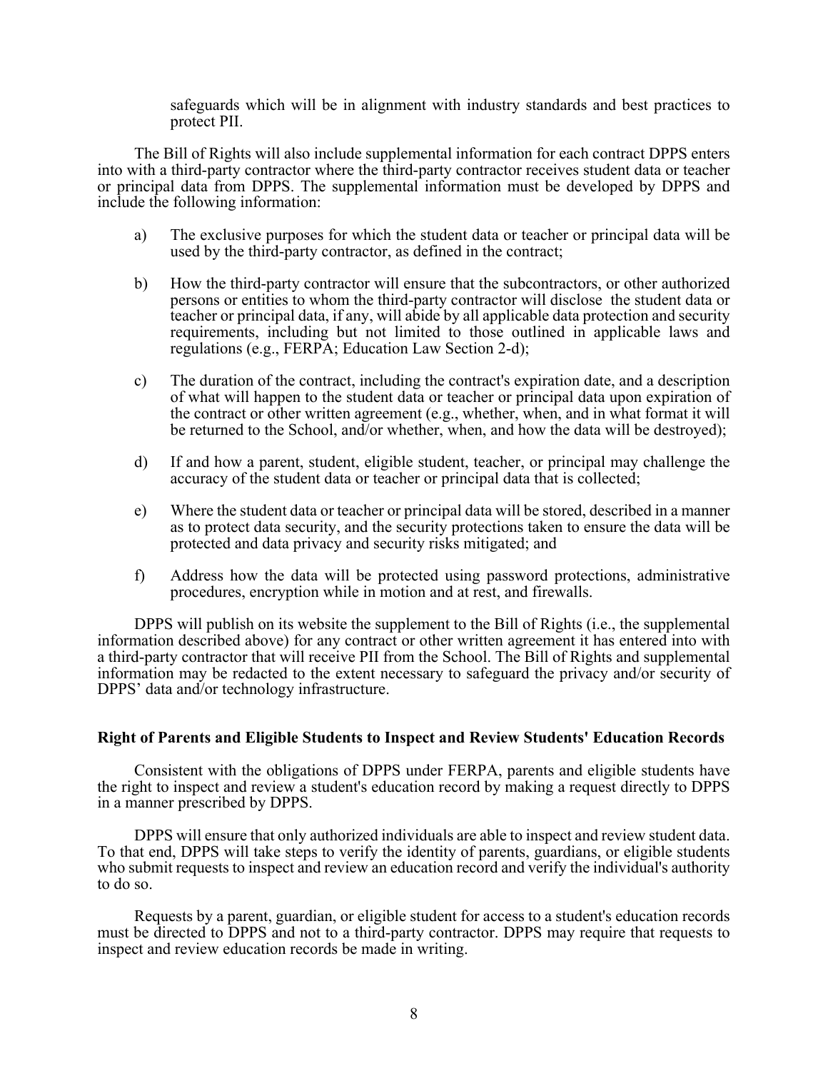safeguards which will be in alignment with industry standards and best practices to protect PII.

The Bill of Rights will also include supplemental information for each contract DPPS enters into with a third-party contractor where the third-party contractor receives student data or teacher or principal data from DPPS. The supplemental information must be developed by DPPS and include the following information:

a) The exclusive purposes for which the student data or teacher or principal data will be used by the third-party contractor, as defined in the contract;

b) How the third-party contractor will ensure that the subcontractors, or other authorized persons or entities to whom the third-party contractor will disclose the student data or teacher or principal data, if any, will abide by all applicable data protection and security requirements, including but not limited to those outlined in applicable laws and regulations (e.g., FERPA; Education Law Section 2-d);

c) The duration of the contract, including the contract's expiration date, and a description of what will happen to the student data or teacher or principal data upon expiration of the contract or other written agreement (e.g., whether, when, and in what format it will be returned to the School, and/or whether, when, and how the data will be destroyed);

d) If and how a parent, student, eligible student, teacher, or principal may challenge the accuracy of the student data or teacher or principal data that is collected;

e) Where the student data or teacher or principal data will be stored, described in a manner as to protect data security, and the security protections taken to ensure the data will be protected and data privacy and security risks mitigated; and

f) Address how the data will be protected using password protections, administrative procedures, encryption while in motion and at rest, and firewalls.

DPPS will publish on its website the supplement to the Bill of Rights (i.e., the supplemental information described above) for any contract or other written agreement it has entered into with a third-party contractor that will receive PII from the School. The Bill of Rights and supplemental information may be redacted to the extent necessary to safeguard the privacy and/or security of DPPS' data and/or technology infrastructure.

**Right of Parents and Eligible Students to Inspect and Review Students' Education Records**

Consistent with the obligations of DPPS under FERPA, parents and eligible students have the right to inspect and review a student's education record by making a request directly to DPPS in a manner prescribed by DPPS.

DPPS will ensure that only authorized individuals are able to inspect and review student data. To that end, DPPS will take steps to verify the identity of parents, guardians, or eligible students who submit requests to inspect and review an education record and verify the individual's authority to do so.

Requests by a parent, guardian, or eligible student for access to a student's education records must be directed to DPPS and not to a third-party contractor. DPPS may require that requests to inspect and review education records be made in writing.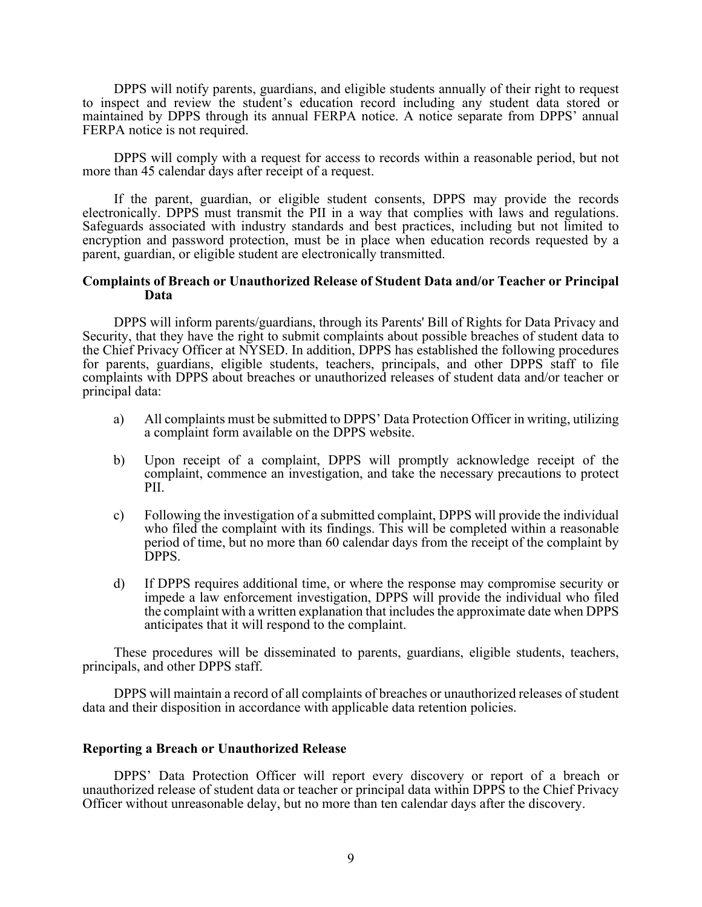DPPS will notify parents, guardians, and eligible students annually of their right to request to inspect and review the student's education record including any student data stored or maintained by DPPS through its annual FERPA notice. A notice separate from DPPS' annual FERPA notice is not required.

DPPS will comply with a request for access to records within a reasonable period, but not more than 45 calendar days after receipt of a request.

If the parent, guardian, or eligible student consents, DPPS may provide the records electronically. DPPS must transmit the PII in a way that complies with laws and regulations. Safeguards associated with industry standards and best practices, including but not limited to encryption and password protection, must be in place when education records requested by a parent, guardian, or eligible student are electronically transmitted.

**Complaints of Breach or Unauthorized Release of Student Data and/or Teacher or Principal Data**

DPPS will inform parents/guardians, through its Parents' Bill of Rights for Data Privacy and Security, that they have the right to submit complaints about possible breaches of student data to the Chief Privacy Officer at NYSED. In addition, DPPS has established the following procedures for parents, guardians, eligible students, teachers, principals, and other DPPS staff to file complaints with DPPS about breaches or unauthorized releases of student data and/or teacher or principal data:

a) All complaints must be submitted to DPPS' Data Protection Officer in writing, utilizing a complaint form available on the DPPS website.

b) Upon receipt of a complaint, DPPS will promptly acknowledge receipt of the complaint, commence an investigation, and take the necessary precautions to protect PII.

c) Following the investigation of a submitted complaint, DPPS will provide the individual who filed the complaint with its findings. This will be completed within a reasonable period of time, but no more than 60 calendar days from the receipt of the complaint by DPPS.

d) If DPPS requires additional time, or where the response may compromise security or impede a law enforcement investigation, DPPS will provide the individual who filed the complaint with a written explanation that includes the approximate date when DPPS anticipates that it will respond to the complaint.

These procedures will be disseminated to parents, guardians, eligible students, teachers, principals, and other DPPS staff.

DPPS will maintain a record of all complaints of breaches or unauthorized releases of student data and their disposition in accordance with applicable data retention policies.

**Reporting a Breach or Unauthorized Release**

DPPS' Data Protection Officer will report every discovery or report of a breach or unauthorized release of student data or teacher or principal data within DPPS to the Chief Privacy Officer without unreasonable delay, but no more than ten calendar days after the discovery.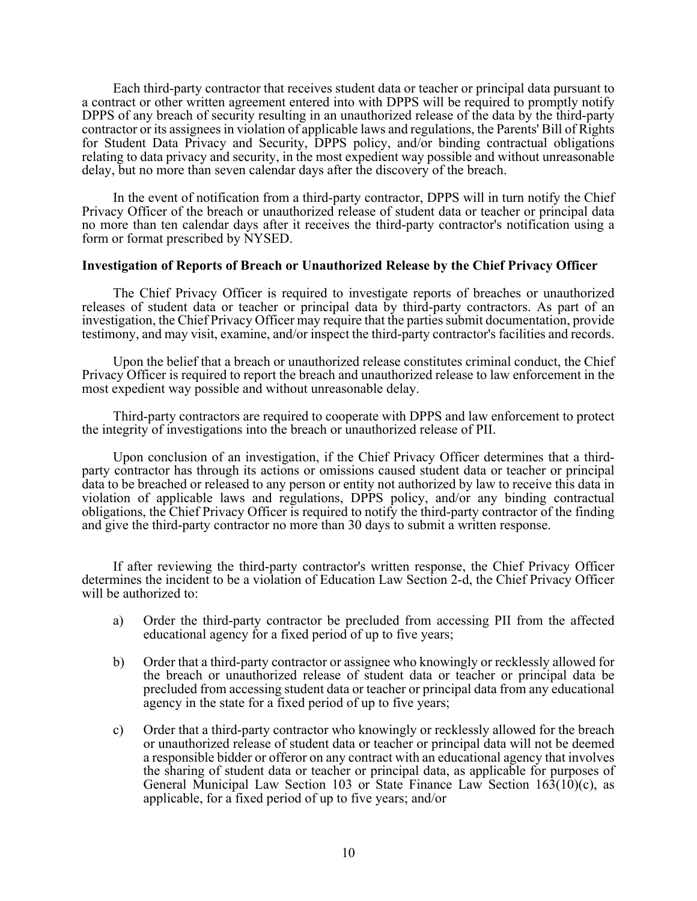Each third-party contractor that receives student data or teacher or principal data pursuant to a contract or other written agreement entered into with DPPS will be required to promptly notify DPPS of any breach of security resulting in an unauthorized release of the data by the third-party contractor or its assignees in violation of applicable laws and regulations, the Parents' Bill of Rights for Student Data Privacy and Security, DPPS policy, and/or binding contractual obligations relating to data privacy and security, in the most expedient way possible and without unreasonable delay, but no more than seven calendar days after the discovery of the breach.

In the event of notification from a third-party contractor, DPPS will in turn notify the Chief Privacy Officer of the breach or unauthorized release of student data or teacher or principal data no more than ten calendar days after it receives the third-party contractor's notification using a form or format prescribed by NYSED.

**Investigation of Reports of Breach or Unauthorized Release by the Chief Privacy Officer**

The Chief Privacy Officer is required to investigate reports of breaches or unauthorized releases of student data or teacher or principal data by third-party contractors. As part of an investigation, the Chief Privacy Officer may require that the parties submit documentation, provide testimony, and may visit, examine, and/or inspect the third-party contractor's facilities and records.

Upon the belief that a breach or unauthorized release constitutes criminal conduct, the Chief Privacy Officer is required to report the breach and unauthorized release to law enforcement in the most expedient way possible and without unreasonable delay.

Third-party contractors are required to cooperate with DPPS and law enforcement to protect the integrity of investigations into the breach or unauthorized release of PII.

Upon conclusion of an investigation, if the Chief Privacy Officer determines that a third-party contractor has through its actions or omissions caused student data or teacher or principal data to be breached or released to any person or entity not authorized by law to receive this data in violation of applicable laws and regulations, DPPS policy, and/or any binding contractual obligations, the Chief Privacy Officer is required to notify the third-party contractor of the finding and give the third-party contractor no more than 30 days to submit a written response.

If after reviewing the third-party contractor's written response, the Chief Privacy Officer determines the incident to be a violation of Education Law Section 2-d, the Chief Privacy Officer will be authorized to:

a) Order the third-party contractor be precluded from accessing PII from the affected educational agency for a fixed period of up to five years;

b) Order that a third-party contractor or assignee who knowingly or recklessly allowed for the breach or unauthorized release of student data or teacher or principal data be precluded from accessing student data or teacher or principal data from any educational agency in the state for a fixed period of up to five years;

c) Order that a third-party contractor who knowingly or recklessly allowed for the breach or unauthorized release of student data or teacher or principal data will not be deemed a responsible bidder or offeror on any contract with an educational agency that involves the sharing of student data or teacher or principal data, as applicable for purposes of General Municipal Law Section 103 or State Finance Law Section 163(10)(c), as applicable, for a fixed period of up to five years; and/or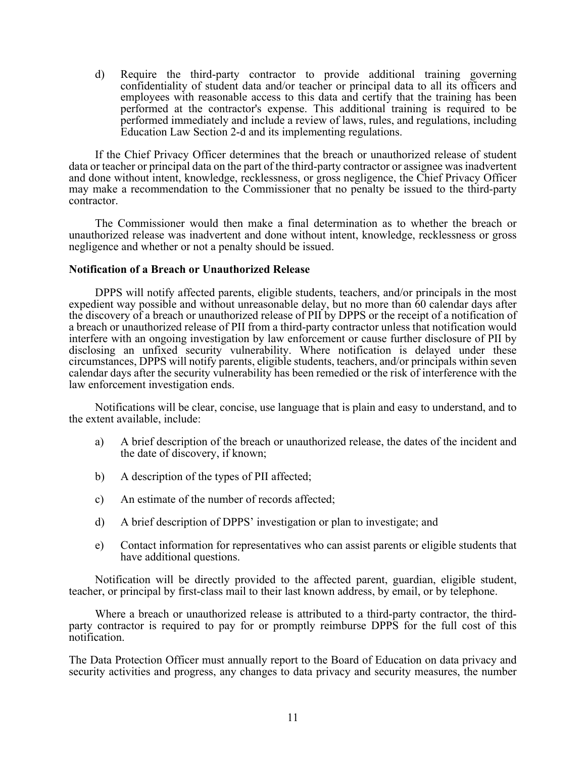d) Require the third-party contractor to provide additional training governing confidentiality of student data and/or teacher or principal data to all its officers and employees with reasonable access to this data and certify that the training has been performed at the contractor's expense. This additional training is required to be performed immediately and include a review of laws, rules, and regulations, including Education Law Section 2-d and its implementing regulations.

If the Chief Privacy Officer determines that the breach or unauthorized release of student data or teacher or principal data on the part of the third-party contractor or assignee was inadvertent and done without intent, knowledge, recklessness, or gross negligence, the Chief Privacy Officer may make a recommendation to the Commissioner that no penalty be issued to the third-party contractor.

The Commissioner would then make a final determination as to whether the breach or unauthorized release was inadvertent and done without intent, knowledge, recklessness or gross negligence and whether or not a penalty should be issued.

**Notification of a Breach or Unauthorized Release**

DPPS will notify affected parents, eligible students, teachers, and/or principals in the most expedient way possible and without unreasonable delay, but no more than 60 calendar days after the discovery of a breach or unauthorized release of PII by DPPS or the receipt of a notification of a breach or unauthorized release of PII from a third-party contractor unless that notification would interfere with an ongoing investigation by law enforcement or cause further disclosure of PII by disclosing an unfixed security vulnerability. Where notification is delayed under these circumstances, DPPS will notify parents, eligible students, teachers, and/or principals within seven calendar days after the security vulnerability has been remedied or the risk of interference with the law enforcement investigation ends.

Notifications will be clear, concise, use language that is plain and easy to understand, and to the extent available, include:

a) A brief description of the breach or unauthorized release, the dates of the incident and the date of discovery, if known;

b) A description of the types of PII affected;

c) An estimate of the number of records affected;

d) A brief description of DPPS' investigation or plan to investigate; and

e) Contact information for representatives who can assist parents or eligible students that have additional questions.

Notification will be directly provided to the affected parent, guardian, eligible student, teacher, or principal by first-class mail to their last known address, by email, or by telephone.

Where a breach or unauthorized release is attributed to a third-party contractor, the third-party contractor is required to pay for or promptly reimburse DPPS for the full cost of this notification.

The Data Protection Officer must annually report to the Board of Education on data privacy and security activities and progress, any changes to data privacy and security measures, the number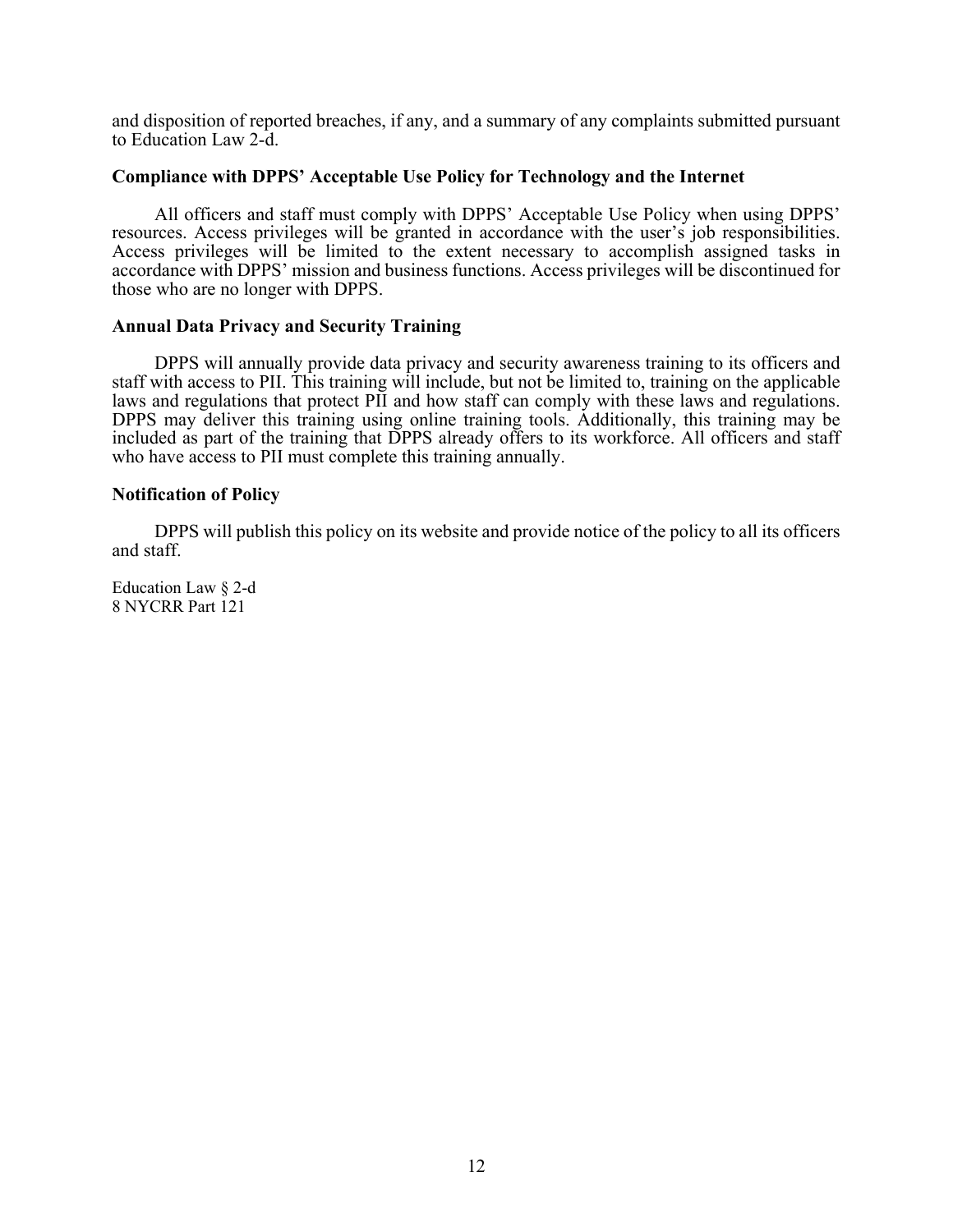and disposition of reported breaches, if any, and a summary of any complaints submitted pursuant to Education Law 2-d.

**Compliance with DPPS' Acceptable Use Policy for Technology and the Internet**

All officers and staff must comply with DPPS' Acceptable Use Policy when using DPPS' resources. Access privileges will be granted in accordance with the user's job responsibilities. Access privileges will be limited to the extent necessary to accomplish assigned tasks in accordance with DPPS' mission and business functions. Access privileges will be discontinued for those who are no longer with DPPS.

**Annual Data Privacy and Security Training**

DPPS will annually provide data privacy and security awareness training to its officers and staff with access to PII. This training will include, but not be limited to, training on the applicable laws and regulations that protect PII and how staff can comply with these laws and regulations. DPPS may deliver this training using online training tools. Additionally, this training may be included as part of the training that DPPS already offers to its workforce. All officers and staff who have access to PII must complete this training annually.

**Notification of Policy**

DPPS will publish this policy on its website and provide notice of the policy to all its officers and staff.

Education Law § 2-d
8 NYCRR Part 121